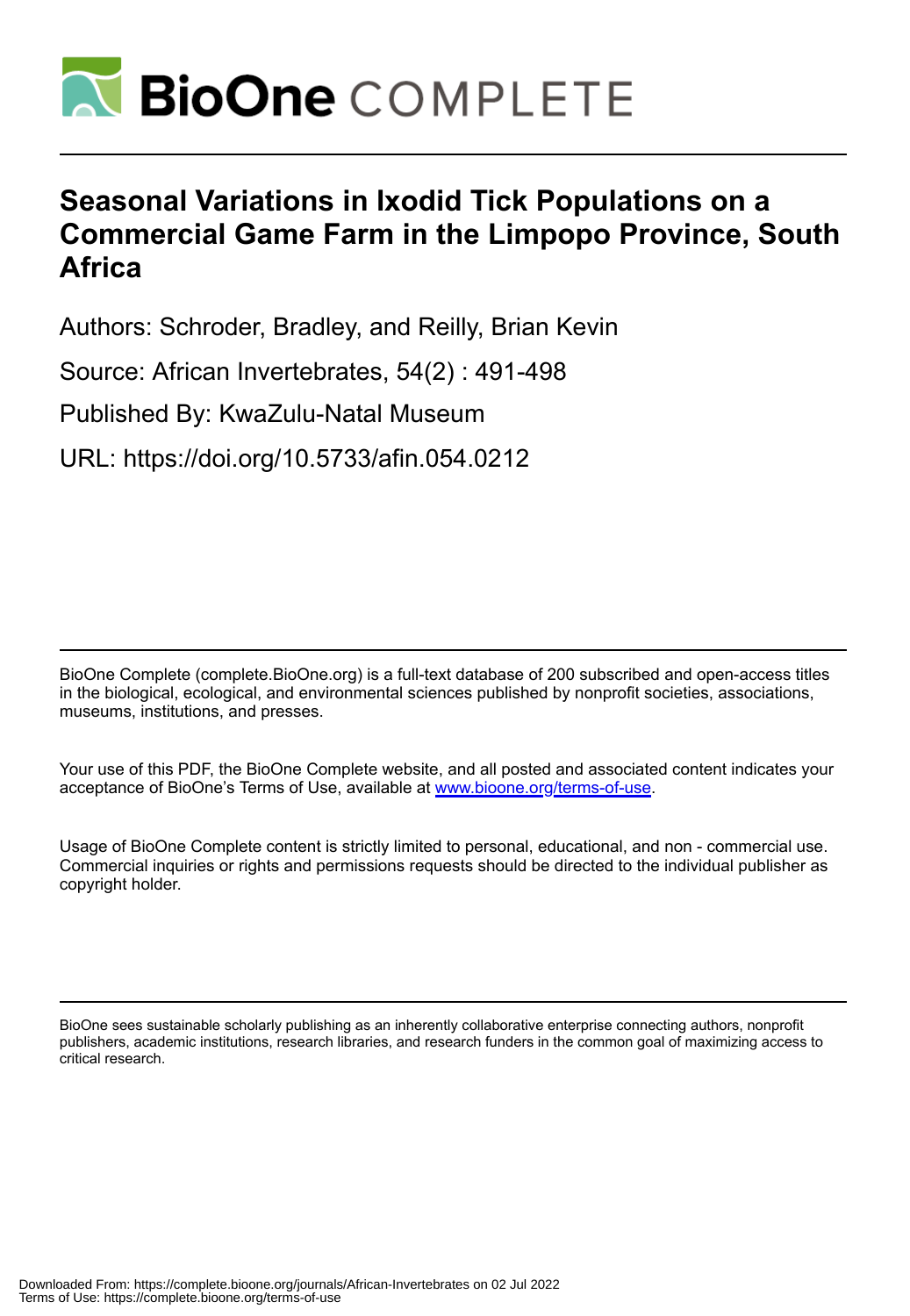# Seasonal Variations in Ixodid Tick Populations on a Commercial Game Farm in the Limpopo Province, South Africa

Authors: Schroder, Bradley, and Reilly, Brian Kevin

Source: African Invertebrates, 54(2) : 491-498

Published By: KwaZulu-Natal Museum

URL: https://doi.org/10.5733/afin.054.0212

BioOne Complete (complete.BioOne.org) is a full-text database of 200 subscribed and open-access titles in the biological, ecological, and environmental sciences published by nonprofit societies, associations, museums, institutions, and presses.

Your use of this PDF, the BioOne Complete website, and all posted and associated content indicates your acceptance of BioOne's Terms of Use, available at www.bioone.org/terms-of-use.

Usage of BioOne Complete content is strictly limited to personal, educational, and non - commercial use. Commercial inquiries or rights and permissions requests should be directed to the individual publisher as copyright holder.

BioOne sees sustainable scholarly publishing as an inherently collaborative enterprise connecting authors, nonprofit publishers, academic institutions, research libraries, and research funders in the common goal of maximizing access to critical research.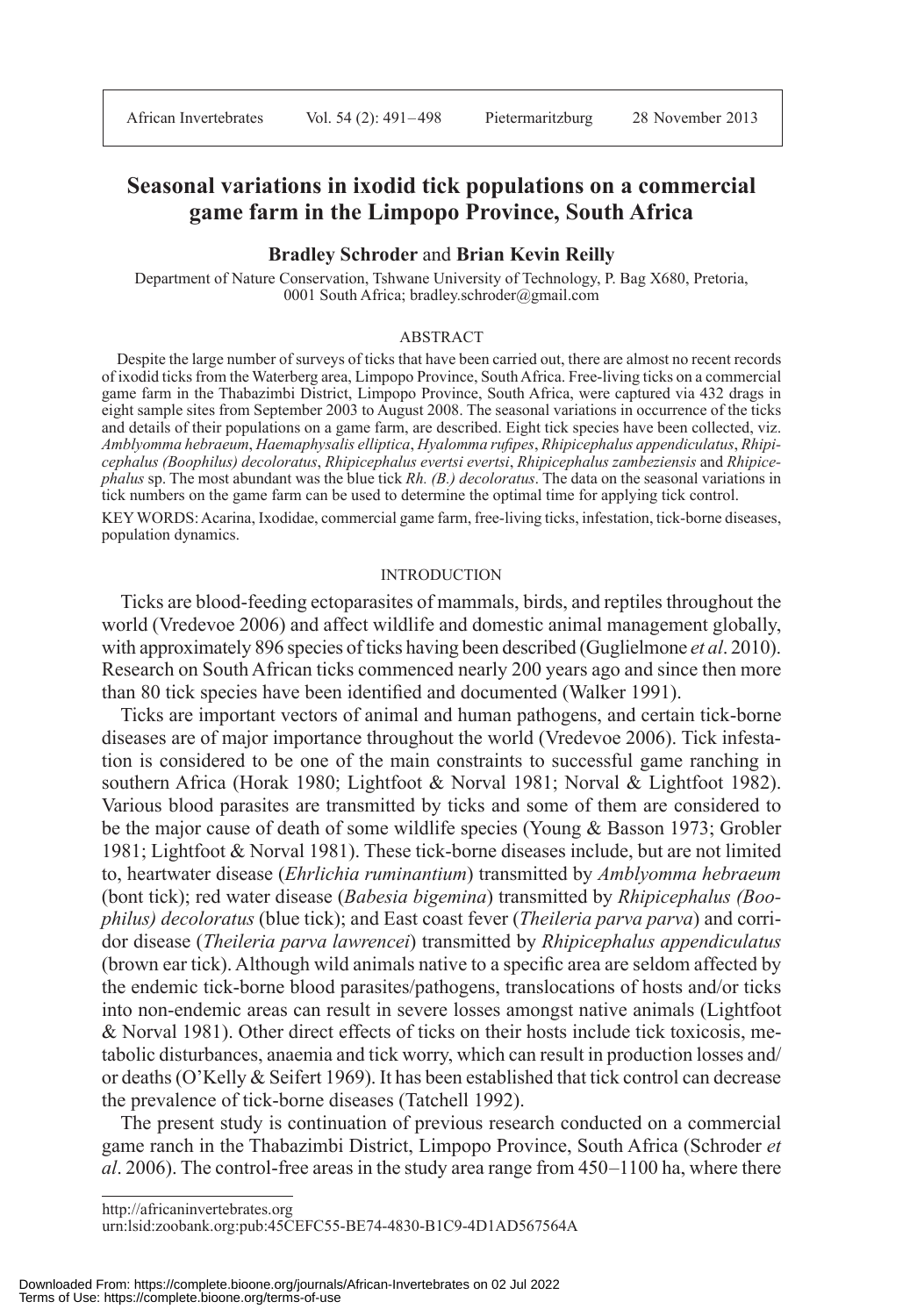# Seasonal variations in ixodid tick populations on a commercial game farm in the Limpopo Province, South Africa

**Bradley Schroder** and **Brian Kevin Reilly**

Department of Nature Conservation, Tshwane University of Technology, P. Bag X680, Pretoria, 0001 South Africa; bradley.schroder@gmail.com

## ABSTRACT

Despite the large number of surveys of ticks that have been carried out, there are almost no recent records of ixodid ticks from the Waterberg area, Limpopo Province, South Africa. Free-living ticks on a commercial game farm in the Thabazimbi District, Limpopo Province, South Africa, were captured via 432 drags in eight sample sites from September 2003 to August 2008. The seasonal variations in occurrence of the ticks and details of their populations on a game farm, are described. Eight tick species have been collected, viz. *Amblyomma hebraeum*, *Haemaphysalis elliptica*, *Hyalomma rufipes*, *Rhipicephalus appendiculatus*, *Rhipicephalus (Boophilus) decoloratus*, *Rhipicephalus evertsi evertsi*, *Rhipicephalus zambeziensis* and *Rhipicephalus* sp. The most abundant was the blue tick *Rh. (B.) decoloratus*. The data on the seasonal variations in tick numbers on the game farm can be used to determine the optimal time for applying tick control.

KEY WORDS: Acarina, Ixodidae, commercial game farm, free-living ticks, infestation, tick-borne diseases, population dynamics.

## INTRODUCTION

Ticks are blood-feeding ectoparasites of mammals, birds, and reptiles throughout the world (Vredevoe 2006) and affect wildlife and domestic animal management globally, with approximately 896 species of ticks having been described (Guglielmone *et al*. 2010). Research on South African ticks commenced nearly 200 years ago and since then more than 80 tick species have been identified and documented (Walker 1991).

Ticks are important vectors of animal and human pathogens, and certain tick-borne diseases are of major importance throughout the world (Vredevoe 2006). Tick infestation is considered to be one of the main constraints to successful game ranching in southern Africa (Horak 1980; Lightfoot & Norval 1981; Norval & Lightfoot 1982). Various blood parasites are transmitted by ticks and some of them are considered to be the major cause of death of some wildlife species (Young & Basson 1973; Grobler 1981; Lightfoot & Norval 1981). These tick-borne diseases include, but are not limited to, heartwater disease (*Ehrlichia ruminantium*) transmitted by *Amblyomma hebraeum* (bont tick); red water disease (*Babesia bigemina*) transmitted by *Rhipicephalus (Boophilus) decoloratus* (blue tick); and East coast fever (*Theileria parva parva*) and corridor disease (*Theileria parva lawrencei*) transmitted by *Rhipicephalus appendiculatus* (brown ear tick). Although wild animals native to a specific area are seldom affected by the endemic tick-borne blood parasites/pathogens, translocations of hosts and/or ticks into non-endemic areas can result in severe losses amongst native animals (Lightfoot & Norval 1981). Other direct effects of ticks on their hosts include tick toxicosis, metabolic disturbances, anaemia and tick worry, which can result in production losses and/or deaths (O'Kelly & Seifert 1969). It has been established that tick control can decrease the prevalence of tick-borne diseases (Tatchell 1992).

The present study is continuation of previous research conducted on a commercial game ranch in the Thabazimbi District, Limpopo Province, South Africa (Schroder *et al*. 2006). The control-free areas in the study area range from 450–1100 ha, where there

http://africaninvertebrates.org
urn:lsid:zoobank.org:pub:45CEFC55-BE74-4830-B1C9-4D1AD567564A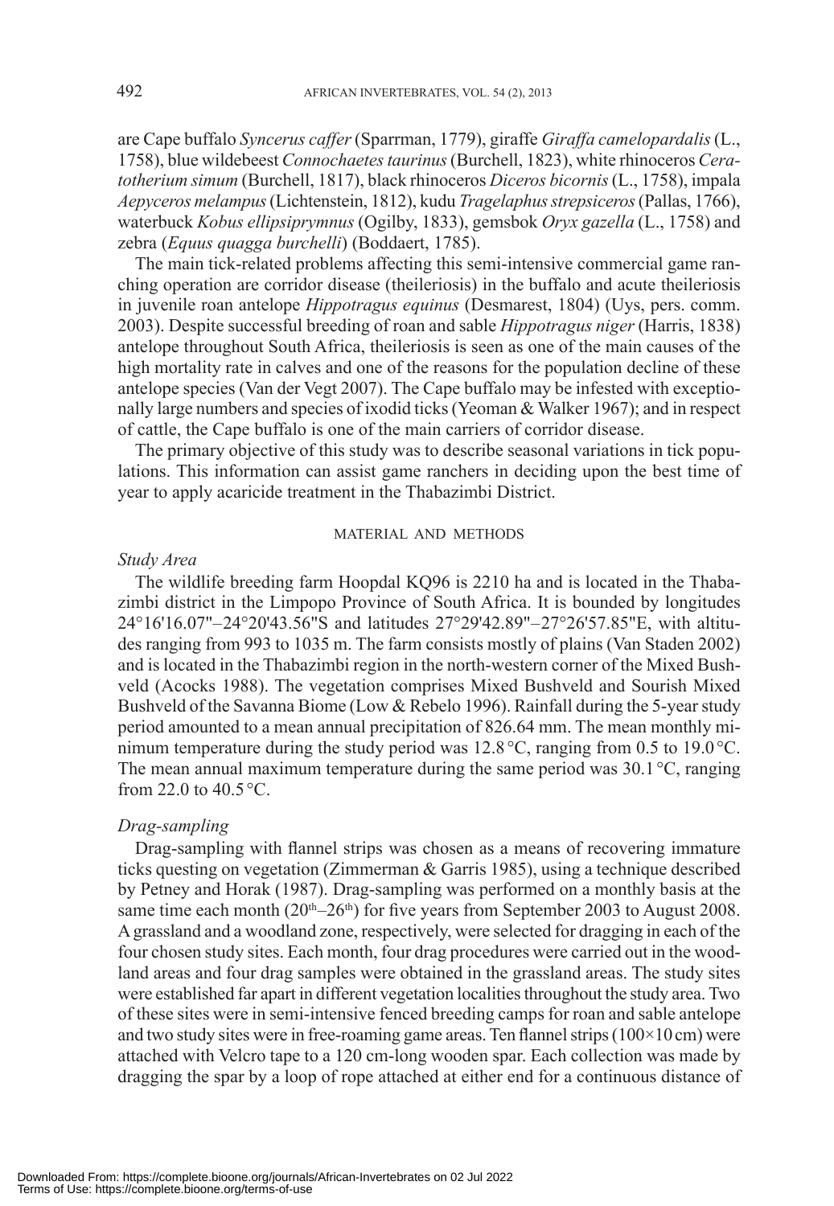are Cape buffalo *Syncerus caffer* (Sparrman, 1779), giraffe *Giraffa camelopardalis* (L., 1758), blue wildebeest *Connochaetes taurinus* (Burchell, 1823), white rhinoceros *Ceratotherium simum* (Burchell, 1817), black rhinoceros *Diceros bicornis* (L., 1758), impala *Aepyceros melampus* (Lichtenstein, 1812), kudu *Tragelaphus strepsiceros* (Pallas, 1766), waterbuck *Kobus ellipsiprymnus* (Ogilby, 1833), gemsbok *Oryx gazella* (L., 1758) and zebra (*Equus quagga burchelli*) (Boddaert, 1785).

The main tick-related problems affecting this semi-intensive commercial game ranching operation are corridor disease (theileriosis) in the buffalo and acute theileriosis in juvenile roan antelope *Hippotragus equinus* (Desmarest, 1804) (Uys, pers. comm. 2003). Despite successful breeding of roan and sable *Hippotragus niger* (Harris, 1838) antelope throughout South Africa, theileriosis is seen as one of the main causes of the high mortality rate in calves and one of the reasons for the population decline of these antelope species (Van der Vegt 2007). The Cape buffalo may be infested with exceptionally large numbers and species of ixodid ticks (Yeoman & Walker 1967); and in respect of cattle, the Cape buffalo is one of the main carriers of corridor disease.

The primary objective of this study was to describe seasonal variations in tick populations. This information can assist game ranchers in deciding upon the best time of year to apply acaricide treatment in the Thabazimbi District.

## MATERIAL AND METHODS

### *Study Area*

The wildlife breeding farm Hoopdal KQ96 is 2210 ha and is located in the Thabazimbi district in the Limpopo Province of South Africa. It is bounded by longitudes 24°16'16.07"–24°20'43.56"S and latitudes 27°29'42.89"–27°26'57.85"E, with altitudes ranging from 993 to 1035 m. The farm consists mostly of plains (Van Staden 2002) and is located in the Thabazimbi region in the north-western corner of the Mixed Bushveld (Acocks 1988). The vegetation comprises Mixed Bushveld and Sourish Mixed Bushveld of the Savanna Biome (Low & Rebelo 1996). Rainfall during the 5-year study period amounted to a mean annual precipitation of 826.64 mm. The mean monthly minimum temperature during the study period was 12.8 °C, ranging from 0.5 to 19.0 °C. The mean annual maximum temperature during the same period was 30.1 °C, ranging from 22.0 to 40.5 °C.

### *Drag-sampling*

Drag-sampling with flannel strips was chosen as a means of recovering immature ticks questing on vegetation (Zimmerman & Garris 1985), using a technique described by Petney and Horak (1987). Drag-sampling was performed on a monthly basis at the same time each month (20th–26th) for five years from September 2003 to August 2008. A grassland and a woodland zone, respectively, were selected for dragging in each of the four chosen study sites. Each month, four drag procedures were carried out in the woodland areas and four drag samples were obtained in the grassland areas. The study sites were established far apart in different vegetation localities throughout the study area. Two of these sites were in semi-intensive fenced breeding camps for roan and sable antelope and two study sites were in free-roaming game areas. Ten flannel strips (100×10 cm) were attached with Velcro tape to a 120 cm-long wooden spar. Each collection was made by dragging the spar by a loop of rope attached at either end for a continuous distance of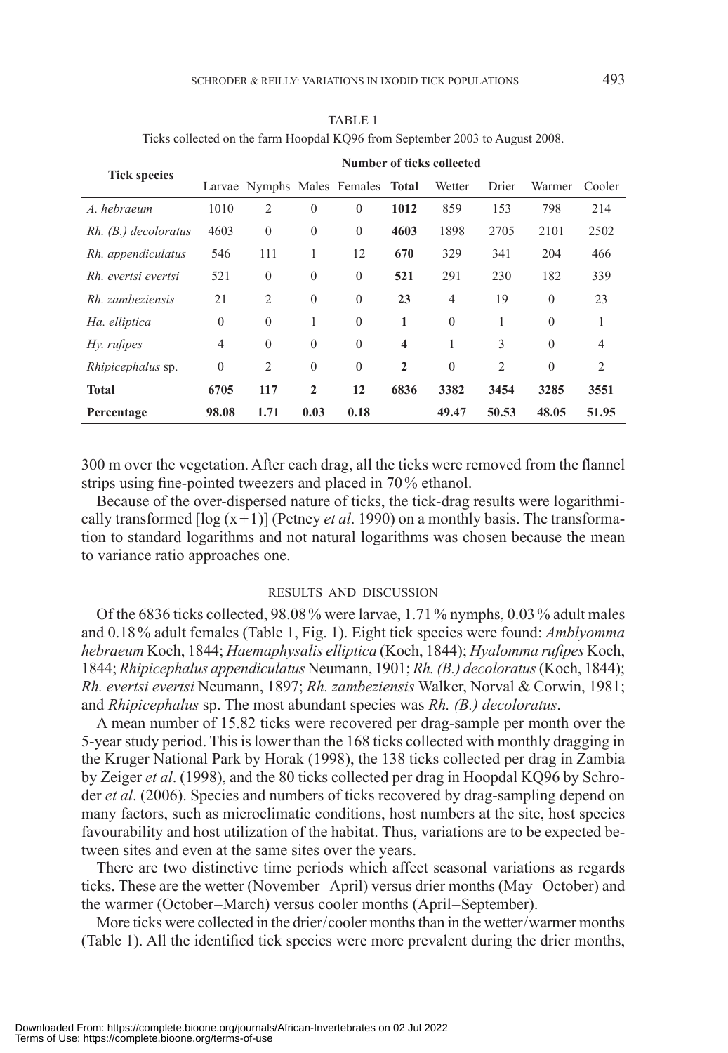TABLE 1
Ticks collected on the farm Hoopdal KQ96 from September 2003 to August 2008.

| Tick species | Number of ticks collected | | | | | | | | |
|---|---|---|---|---|---|---|---|---|---|
| | Larvae | Nymphs | Males | Females | **Total** | Wetter | Drier | Warmer | Cooler |
| *A. hebraeum* | 1010 | 2 | 0 | 0 | **1012** | 859 | 153 | 798 | 214 |
| *Rh. (B.) decoloratus* | 4603 | 0 | 0 | 0 | **4603** | 1898 | 2705 | 2101 | 2502 |
| *Rh. appendiculatus* | 546 | 111 | 1 | 12 | **670** | 329 | 341 | 204 | 466 |
| *Rh. evertsi evertsi* | 521 | 0 | 0 | 0 | **521** | 291 | 230 | 182 | 339 |
| *Rh. zambeziensis* | 21 | 2 | 0 | 0 | **23** | 4 | 19 | 0 | 23 |
| *Ha. elliptica* | 0 | 0 | 1 | 0 | **1** | 0 | 1 | 0 | 1 |
| *Hy. rufipes* | 4 | 0 | 0 | 0 | **4** | 1 | 3 | 0 | 4 |
| *Rhipicephalus* sp. | 0 | 2 | 0 | 0 | **2** | 0 | 2 | 0 | 2 |
| **Total** | **6705** | **117** | **2** | **12** | **6836** | **3382** | **3454** | **3285** | **3551** |
| **Percentage** | **98.08** | **1.71** | **0.03** | **0.18** | | **49.47** | **50.53** | **48.05** | **51.95** |

300 m over the vegetation. After each drag, all the ticks were removed from the flannel strips using fine-pointed tweezers and placed in 70 % ethanol.

Because of the over-dispersed nature of ticks, the tick-drag results were logarithmically transformed [$\log(x+1)$] (Petney *et al*. 1990) on a monthly basis. The transformation to standard logarithms and not natural logarithms was chosen because the mean to variance ratio approaches one.

## RESULTS AND DISCUSSION

Of the 6836 ticks collected, 98.08 % were larvae, 1.71 % nymphs, 0.03 % adult males and 0.18 % adult females (Table 1, Fig. 1). Eight tick species were found: *Amblyomma hebraeum* Koch, 1844; *Haemaphysalis elliptica* (Koch, 1844); *Hyalomma rufipes* Koch, 1844; *Rhipicephalus appendiculatus* Neumann, 1901; *Rh. (B.) decoloratus* (Koch, 1844); *Rh. evertsi evertsi* Neumann, 1897; *Rh. zambeziensis* Walker, Norval & Corwin, 1981; and *Rhipicephalus* sp. The most abundant species was *Rh. (B.) decoloratus*.

A mean number of 15.82 ticks were recovered per drag-sample per month over the 5-year study period. This is lower than the 168 ticks collected with monthly dragging in the Kruger National Park by Horak (1998), the 138 ticks collected per drag in Zambia by Zeiger *et al*. (1998), and the 80 ticks collected per drag in Hoopdal KQ96 by Schroder *et al*. (2006). Species and numbers of ticks recovered by drag-sampling depend on many factors, such as microclimatic conditions, host numbers at the site, host species favourability and host utilization of the habitat. Thus, variations are to be expected between sites and even at the same sites over the years.

There are two distinctive time periods which affect seasonal variations as regards ticks. These are the wetter (November–April) versus drier months (May–October) and the warmer (October–March) versus cooler months (April–September).

More ticks were collected in the drier/cooler months than in the wetter/warmer months (Table 1). All the identified tick species were more prevalent during the drier months,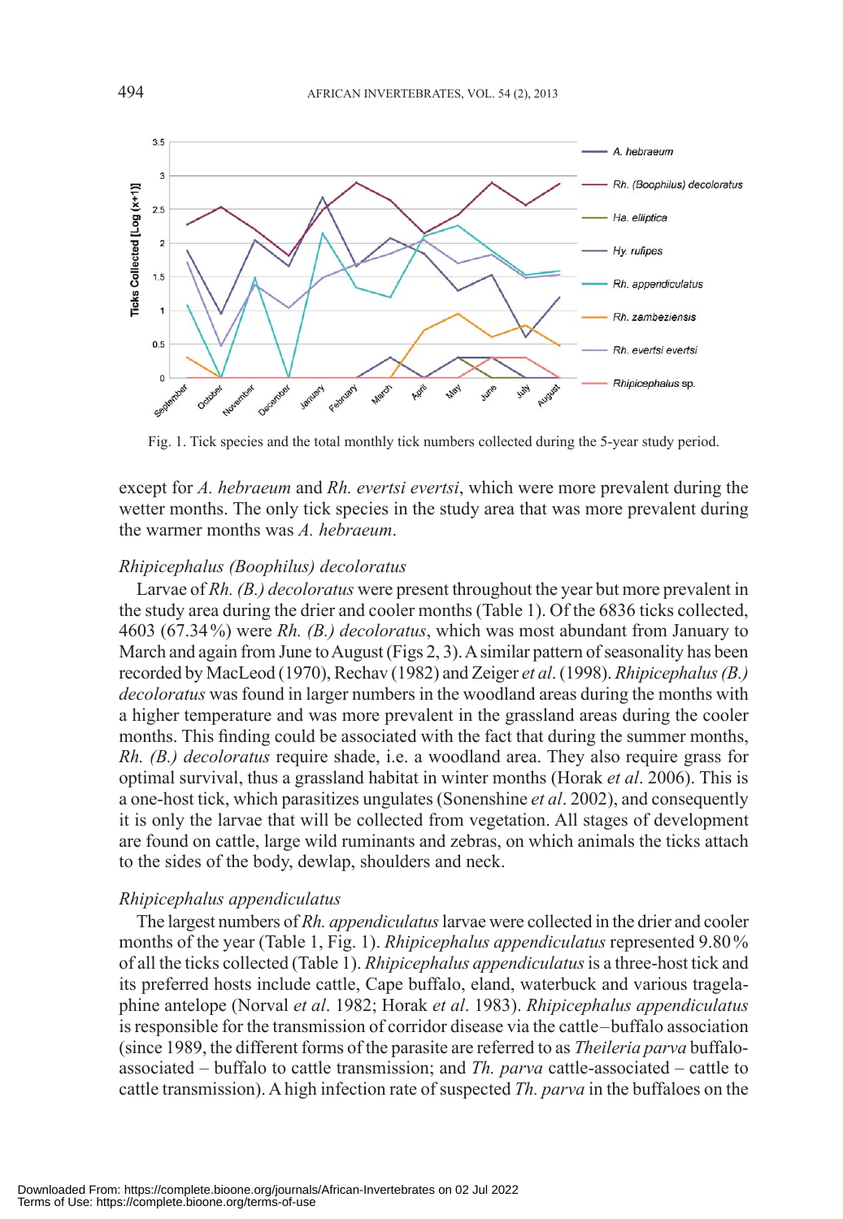Fig. 1. Tick species and the total monthly tick numbers collected during the 5-year study period.

except for *A. hebraeum* and *Rh. evertsi evertsi*, which were more prevalent during the wetter months. The only tick species in the study area that was more prevalent during the warmer months was *A. hebraeum*.

### *Rhipicephalus (Boophilus) decoloratus*

Larvae of *Rh. (B.) decoloratus* were present throughout the year but more prevalent in the study area during the drier and cooler months (Table 1). Of the 6836 ticks collected, 4603 (67.34 %) were *Rh. (B.) decoloratus*, which was most abundant from January to March and again from June to August (Figs 2, 3). A similar pattern of seasonality has been recorded by MacLeod (1970), Rechav (1982) and Zeiger *et al*. (1998). *Rhipicephalus (B.) decoloratus* was found in larger numbers in the woodland areas during the months with a higher temperature and was more prevalent in the grassland areas during the cooler months. This finding could be associated with the fact that during the summer months, *Rh. (B.) decoloratus* require shade, i.e. a woodland area. They also require grass for optimal survival, thus a grassland habitat in winter months (Horak *et al*. 2006). This is a one-host tick, which parasitizes ungulates (Sonenshine *et al*. 2002), and consequently it is only the larvae that will be collected from vegetation. All stages of development are found on cattle, large wild ruminants and zebras, on which animals the ticks attach to the sides of the body, dewlap, shoulders and neck.

### *Rhipicephalus appendiculatus*

The largest numbers of *Rh. appendiculatus* larvae were collected in the drier and cooler months of the year (Table 1, Fig. 1). *Rhipicephalus appendiculatus* represented 9.80 % of all the ticks collected (Table 1). *Rhipicephalus appendiculatus* is a three-host tick and its preferred hosts include cattle, Cape buffalo, eland, waterbuck and various tragelaphine antelope (Norval *et al*. 1982; Horak *et al*. 1983). *Rhipicephalus appendiculatus* is responsible for the transmission of corridor disease via the cattle–buffalo association (since 1989, the different forms of the parasite are referred to as *Theileria parva* buffalo-associated – buffalo to cattle transmission; and *Th. parva* cattle-associated – cattle to cattle transmission). A high infection rate of suspected *Th. parva* in the buffaloes on the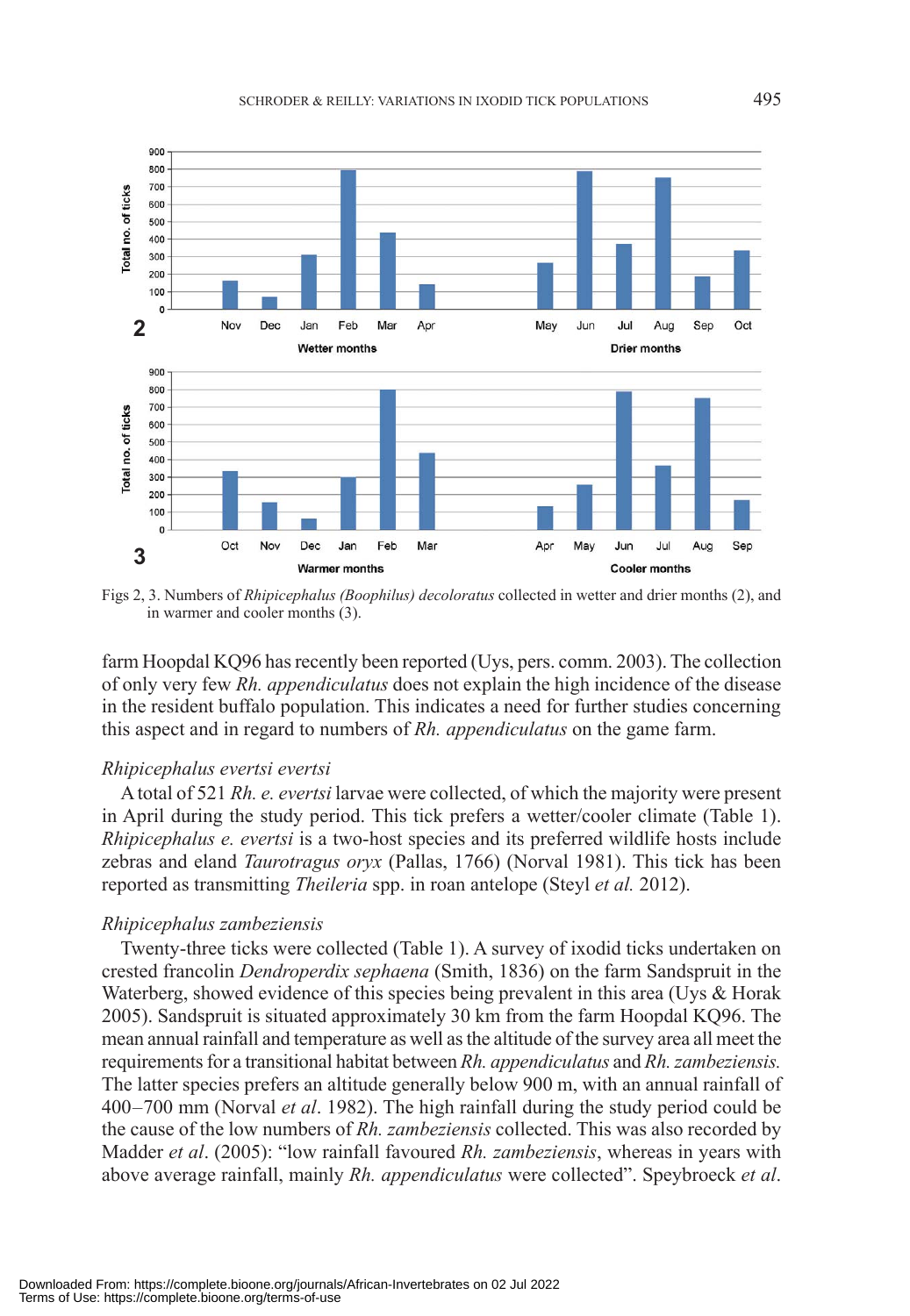Figs 2, 3. Numbers of *Rhipicephalus (Boophilus) decoloratus* collected in wetter and drier months (2), and in warmer and cooler months (3).

farm Hoopdal KQ96 has recently been reported (Uys, pers. comm. 2003). The collection of only very few *Rh. appendiculatus* does not explain the high incidence of the disease in the resident buffalo population. This indicates a need for further studies concerning this aspect and in regard to numbers of *Rh. appendiculatus* on the game farm.

*Rhipicephalus evertsi evertsi*

A total of 521 *Rh. e. evertsi* larvae were collected, of which the majority were present in April during the study period. This tick prefers a wetter/cooler climate (Table 1). *Rhipicephalus e. evertsi* is a two-host species and its preferred wildlife hosts include zebras and eland *Taurotragus oryx* (Pallas, 1766) (Norval 1981). This tick has been reported as transmitting *Theileria* spp. in roan antelope (Steyl *et al.* 2012).

*Rhipicephalus zambeziensis*

Twenty-three ticks were collected (Table 1). A survey of ixodid ticks undertaken on crested francolin *Dendroperdix sephaena* (Smith, 1836) on the farm Sandspruit in the Waterberg, showed evidence of this species being prevalent in this area (Uys & Horak 2005). Sandspruit is situated approximately 30 km from the farm Hoopdal KQ96. The mean annual rainfall and temperature as well as the altitude of the survey area all meet the requirements for a transitional habitat between *Rh. appendiculatus* and *Rh. zambeziensis.* The latter species prefers an altitude generally below 900 m, with an annual rainfall of 400–700 mm (Norval *et al*. 1982). The high rainfall during the study period could be the cause of the low numbers of *Rh. zambeziensis* collected. This was also recorded by Madder *et al*. (2005): "low rainfall favoured *Rh. zambeziensis*, whereas in years with above average rainfall, mainly *Rh. appendiculatus* were collected". Speybroeck *et al*.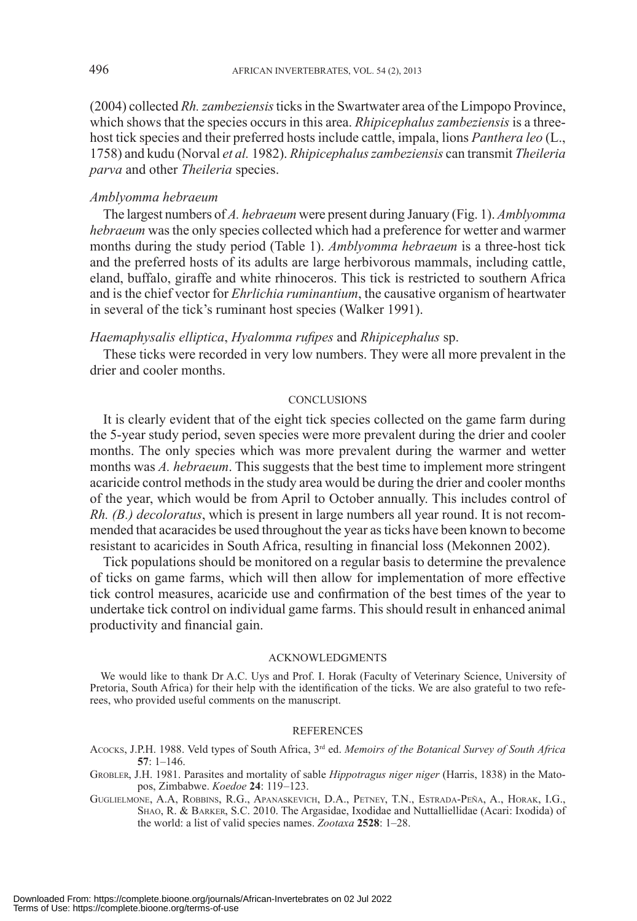(2004) collected *Rh. zambeziensis* ticks in the Swartwater area of the Limpopo Province, which shows that the species occurs in this area. *Rhipicephalus zambeziensis* is a three-host tick species and their preferred hosts include cattle, impala, lions *Panthera leo* (L., 1758) and kudu (Norval *et al.* 1982). *Rhipicephalus zambeziensis* can transmit *Theileria parva* and other *Theileria* species.

### *Amblyomma hebraeum*

The largest numbers of *A. hebraeum* were present during January (Fig. 1). *Amblyomma hebraeum* was the only species collected which had a preference for wetter and warmer months during the study period (Table 1). *Amblyomma hebraeum* is a three-host tick and the preferred hosts of its adults are large herbivorous mammals, including cattle, eland, buffalo, giraffe and white rhinoceros. This tick is restricted to southern Africa and is the chief vector for *Ehrlichia ruminantium*, the causative organism of heartwater in several of the tick's ruminant host species (Walker 1991).

### *Haemaphysalis elliptica*, *Hyalomma rufipes* and *Rhipicephalus* sp.

These ticks were recorded in very low numbers. They were all more prevalent in the drier and cooler months.

## CONCLUSIONS

It is clearly evident that of the eight tick species collected on the game farm during the 5-year study period, seven species were more prevalent during the drier and cooler months. The only species which was more prevalent during the warmer and wetter months was *A. hebraeum*. This suggests that the best time to implement more stringent acaricide control methods in the study area would be during the drier and cooler months of the year, which would be from April to October annually. This includes control of *Rh. (B.) decoloratus*, which is present in large numbers all year round. It is not recommended that acaracides be used throughout the year as ticks have been known to become resistant to acaricides in South Africa, resulting in financial loss (Mekonnen 2002).

Tick populations should be monitored on a regular basis to determine the prevalence of ticks on game farms, which will then allow for implementation of more effective tick control measures, acaricide use and confirmation of the best times of the year to undertake tick control on individual game farms. This should result in enhanced animal productivity and financial gain.

## ACKNOWLEDGMENTS

We would like to thank Dr A.C. Uys and Prof. I. Horak (Faculty of Veterinary Science, University of Pretoria, South Africa) for their help with the identification of the ticks. We are also grateful to two referees, who provided useful comments on the manuscript.

## REFERENCES

Acocks, J.P.H. 1988. Veld types of South Africa, 3rd ed. *Memoirs of the Botanical Survey of South Africa* **57**: 1–146.

Grobler, J.H. 1981. Parasites and mortality of sable *Hippotragus niger niger* (Harris, 1838) in the Matopos, Zimbabwe. *Koedoe* **24**: 119–123.

Guglielmone, A.A, Robbins, R.G., Apanaskevich, D.A., Petney, T.N., Estrada-Peña, A., Horak, I.G., Shao, R. & Barker, S.C. 2010. The Argasidae, Ixodidae and Nuttalliellidae (Acari: Ixodida) of the world: a list of valid species names. *Zootaxa* **2528**: 1–28.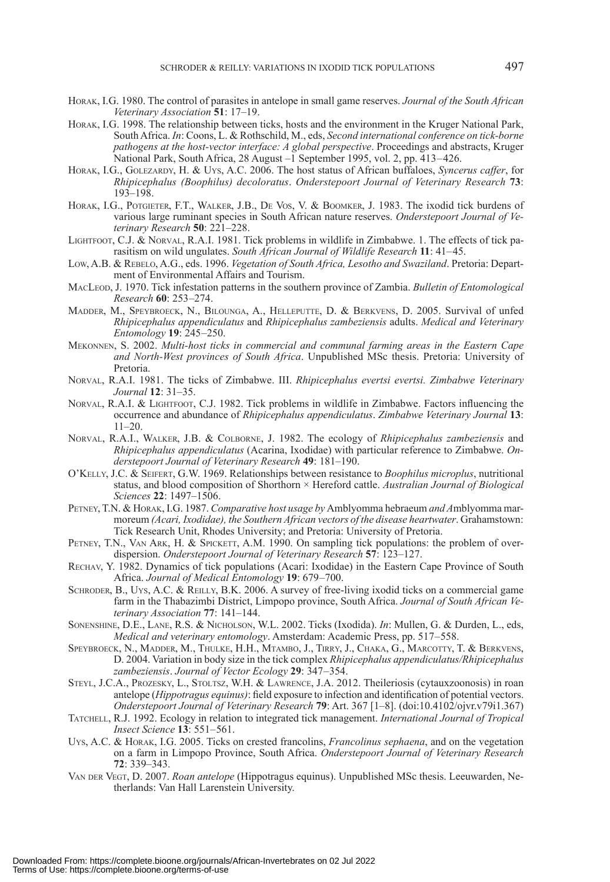Horak, I.G. 1980. The control of parasites in antelope in small game reserves. *Journal of the South African Veterinary Association* **51**: 17–19.

Horak, I.G. 1998. The relationship between ticks, hosts and the environment in the Kruger National Park, South Africa. *In*: Coons, L. & Rothschild, M., eds, *Second international conference on tick-borne pathogens at the host-vector interface: A global perspective*. Proceedings and abstracts, Kruger National Park, South Africa, 28 August –1 September 1995, vol. 2, pp. 413–426.

Horak, I.G., Golezardy, H. & Uys, A.C. 2006. The host status of African buffaloes, *Syncerus caffer*, for *Rhipicephalus (Boophilus) decoloratus*. *Onderstepoort Journal of Veterinary Research* **73**: 193–198.

Horak, I.G., Potgieter, F.T., Walker, J.B., De Vos, V. & Boomker, J. 1983. The ixodid tick burdens of various large ruminant species in South African nature reserves. *Onderstepoort Journal of Veterinary Research* **50**: 221–228.

Lightfoot, C.J. & Norval, R.A.I. 1981. Tick problems in wildlife in Zimbabwe. 1. The effects of tick parasitism on wild ungulates. *South African Journal of Wildlife Research* **11**: 41–45.

Low, A.B. & Rebelo, A.G., eds. 1996. *Vegetation of South Africa, Lesotho and Swaziland*. Pretoria: Department of Environmental Affairs and Tourism.

MacLeod, J. 1970. Tick infestation patterns in the southern province of Zambia. *Bulletin of Entomological Research* **60**: 253–274.

Madder, M., Speybroeck, N., Bilounga, A., Helleputte, D. & Berkvens, D. 2005. Survival of unfed *Rhipicephalus appendiculatus* and *Rhipicephalus zambeziensis* adults. *Medical and Veterinary Entomology* **19**: 245–250.

Mekonnen, S. 2002. *Multi-host ticks in commercial and communal farming areas in the Eastern Cape and North-West provinces of South Africa*. Unpublished MSc thesis. Pretoria: University of Pretoria.

Norval, R.A.I. 1981. The ticks of Zimbabwe. III. *Rhipicephalus evertsi evertsi. Zimbabwe Veterinary Journal* **12**: 31–35.

Norval, R.A.I. & Lightfoot, C.J. 1982. Tick problems in wildlife in Zimbabwe. Factors influencing the occurrence and abundance of *Rhipicephalus appendiculatus*. *Zimbabwe Veterinary Journal* **13**: 11–20.

Norval, R.A.I., Walker, J.B. & Colborne, J. 1982. The ecology of *Rhipicephalus zambeziensis* and *Rhipicephalus appendiculatus* (Acarina, Ixodidae) with particular reference to Zimbabwe. *Onderstepoort Journal of Veterinary Research* **49**: 181–190.

O'Kelly, J.C. & Seifert, G.W. 1969. Relationships between resistance to *Boophilus microplus*, nutritional status, and blood composition of Shorthorn × Hereford cattle. *Australian Journal of Biological Sciences* **22**: 1497–1506.

Petney, T.N. & Horak, I.G. 1987. *Comparative host usage by* Amblyomma hebraeum *and A*mblyomma marmoreum *(Acari, Ixodidae), the Southern African vectors of the disease heartwater*. Grahamstown: Tick Research Unit, Rhodes University; and Pretoria: University of Pretoria.

Petney, T.N., Van Ark, H. & Spickett, A.M. 1990. On sampling tick populations: the problem of overdispersion. *Onderstepoort Journal of Veterinary Research* **57**: 123–127.

Rechav, Y. 1982. Dynamics of tick populations (Acari: Ixodidae) in the Eastern Cape Province of South Africa. *Journal of Medical Entomology* **19**: 679–700.

Schroder, B., Uys, A.C. & Reilly, B.K. 2006. A survey of free-living ixodid ticks on a commercial game farm in the Thabazimbi District, Limpopo province, South Africa. *Journal of South African Veterinary Association* **77**: 141–144.

Sonenshine, D.E., Lane, R.S. & Nicholson, W.L. 2002. Ticks (Ixodida). *In*: Mullen, G. & Durden, L., eds, *Medical and veterinary entomology*. Amsterdam: Academic Press, pp. 517–558.

Speybroeck, N., Madder, M., Thulke, H.H., Mtambo, J., Tirry, J., Chaka, G., Marcotty, T. & Berkvens, D. 2004. Variation in body size in the tick complex *Rhipicephalus appendiculatus/Rhipicephalus zambeziensis*. *Journal of Vector Ecology* **29**: 347–354.

Steyl, J.C.A., Prozesky, L., Stoltsz, W.H. & Lawrence, J.A. 2012. Theileriosis (cytauxzoonosis) in roan antelope (*Hippotragus equinus)*: field exposure to infection and identification of potential vectors. *Onderstepoort Journal of Veterinary Research* **79**: Art. 367 [1–8]. (doi:10.4102/ojvr.v79i1.367)

Tatchell, R.J. 1992. Ecology in relation to integrated tick management. *International Journal of Tropical Insect Science* **13**: 551–561.

Uys, A.C. & Horak, I.G. 2005. Ticks on crested francolins, *Francolinus sephaena*, and on the vegetation on a farm in Limpopo Province, South Africa. *Onderstepoort Journal of Veterinary Research* **72**: 339–343.

Van der Vegt, D. 2007. *Roan antelope* (Hippotragus equinus). Unpublished MSc thesis. Leeuwarden, Netherlands: Van Hall Larenstein University.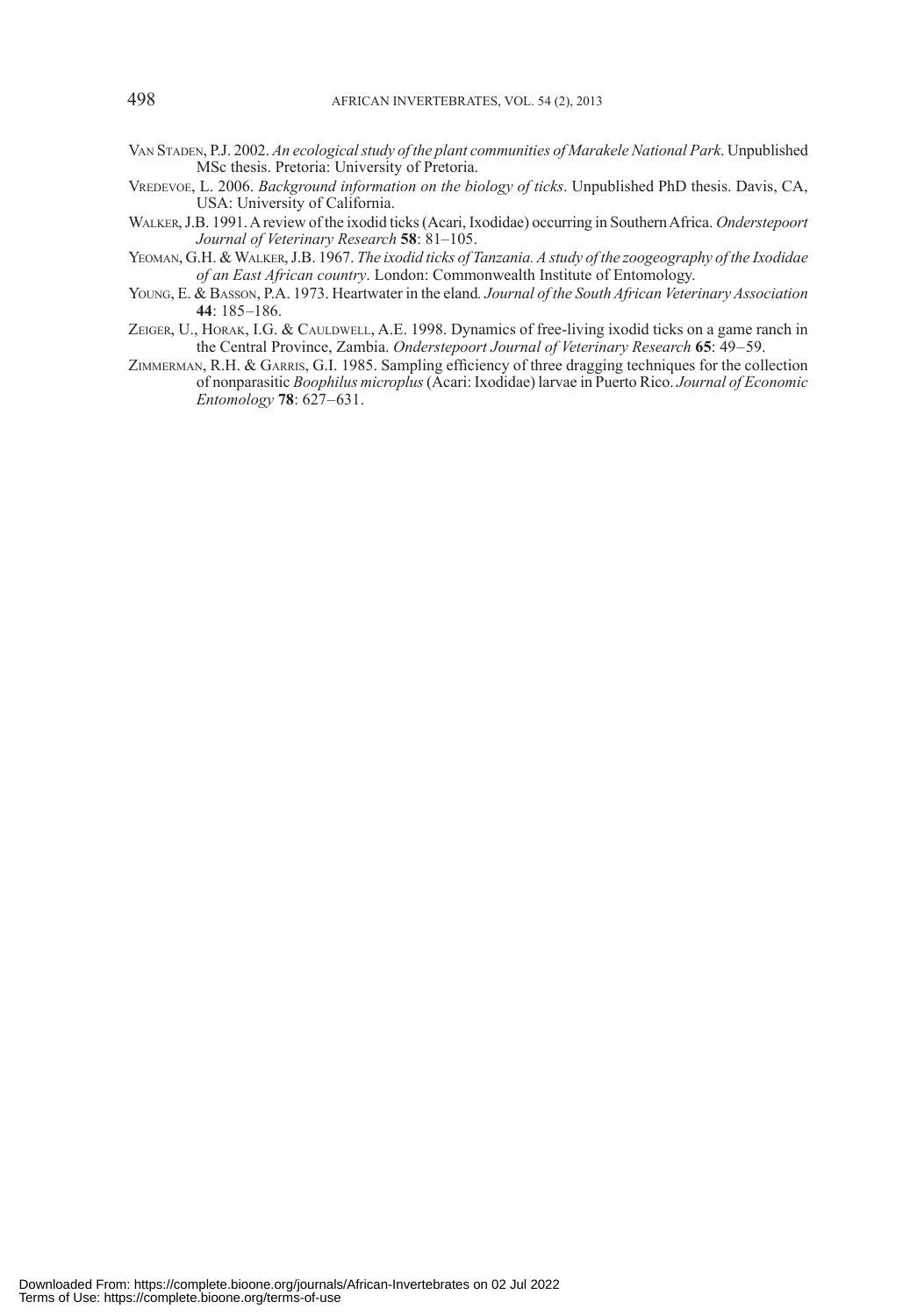Van Staden, P.J. 2002. *An ecological study of the plant communities of Marakele National Park*. Unpublished MSc thesis. Pretoria: University of Pretoria.

Vredevoe, L. 2006. *Background information on the biology of ticks*. Unpublished PhD thesis. Davis, CA, USA: University of California.

Walker, J.B. 1991. A review of the ixodid ticks (Acari, Ixodidae) occurring in Southern Africa. *Onderstepoort Journal of Veterinary Research* **58**: 81–105.

Yeoman, G.H. & Walker, J.B. 1967. *The ixodid ticks of Tanzania. A study of the zoogeography of the Ixodidae of an East African country*. London: Commonwealth Institute of Entomology.

Young, E. & Basson, P.A. 1973. Heartwater in the eland. *Journal of the South African Veterinary Association* **44**: 185–186.

Zeiger, U., Horak, I.G. & Cauldwell, A.E. 1998. Dynamics of free-living ixodid ticks on a game ranch in the Central Province, Zambia. *Onderstepoort Journal of Veterinary Research* **65**: 49–59.

Zimmerman, R.H. & Garris, G.I. 1985. Sampling efficiency of three dragging techniques for the collection of nonparasitic *Boophilus microplus* (Acari: Ixodidae) larvae in Puerto Rico. *Journal of Economic Entomology* **78**: 627–631.